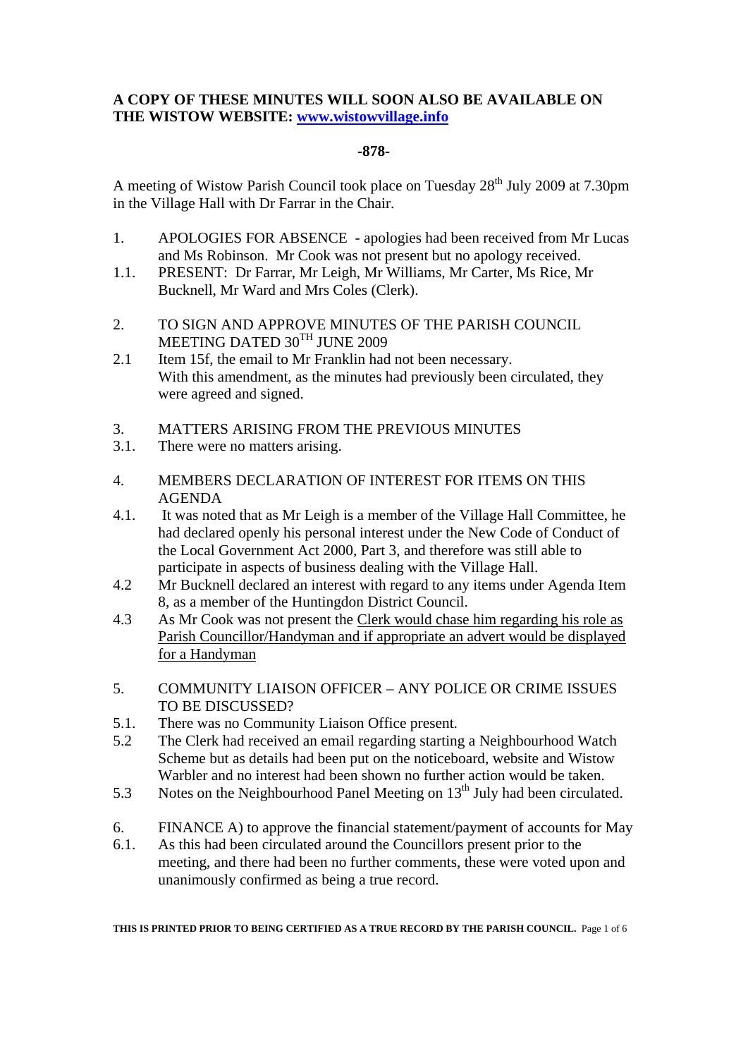**A COPY OF THESE MINUTES WILL SOON ALSO BE AVAILABLE ON THE WISTOW WEBSITE: [www.wistowvillage.info](http://www.wistowvillage.info)**

**-878-**

A meeting of Wistow Parish Council took place on Tuesday 28th July 2009 at 7.30pm in the Village Hall with Dr Farrar in the Chair.

1. APOLOGIES FOR ABSENCE - apologies had been received from Mr Lucas and Ms Robinson. Mr Cook was not present but no apology received.

1.1. PRESENT: Dr Farrar, Mr Leigh, Mr Williams, Mr Carter, Ms Rice, Mr Bucknell, Mr Ward and Mrs Coles (Clerk).

2. TO SIGN AND APPROVE MINUTES OF THE PARISH COUNCIL MEETING DATED 30TH JUNE 2009

2.1 Item 15f, the email to Mr Franklin had not been necessary. With this amendment, as the minutes had previously been circulated, they were agreed and signed.

3. MATTERS ARISING FROM THE PREVIOUS MINUTES

3.1. There were no matters arising.

4. MEMBERS DECLARATION OF INTEREST FOR ITEMS ON THIS AGENDA

4.1. It was noted that as Mr Leigh is a member of the Village Hall Committee, he had declared openly his personal interest under the New Code of Conduct of the Local Government Act 2000, Part 3, and therefore was still able to participate in aspects of business dealing with the Village Hall.

4.2 Mr Bucknell declared an interest with regard to any items under Agenda Item 8, as a member of the Huntingdon District Council.

4.3 As Mr Cook was not present the <u>Clerk would chase him regarding his role as Parish Councillor/Handyman and if appropriate an advert would be displayed for a Handyman</u>

5. COMMUNITY LIAISON OFFICER – ANY POLICE OR CRIME ISSUES TO BE DISCUSSED?

5.1. There was no Community Liaison Office present.

5.2 The Clerk had received an email regarding starting a Neighbourhood Watch Scheme but as details had been put on the noticeboard, website and Wistow Warbler and no interest had been shown no further action would be taken.

5.3 Notes on the Neighbourhood Panel Meeting on 13th July had been circulated.

6. FINANCE A) to approve the financial statement/payment of accounts for May

6.1. As this had been circulated around the Councillors present prior to the meeting, and there had been no further comments, these were voted upon and unanimously confirmed as being a true record.

**THIS IS PRINTED PRIOR TO BEING CERTIFIED AS A TRUE RECORD BY THE PARISH COUNCIL.**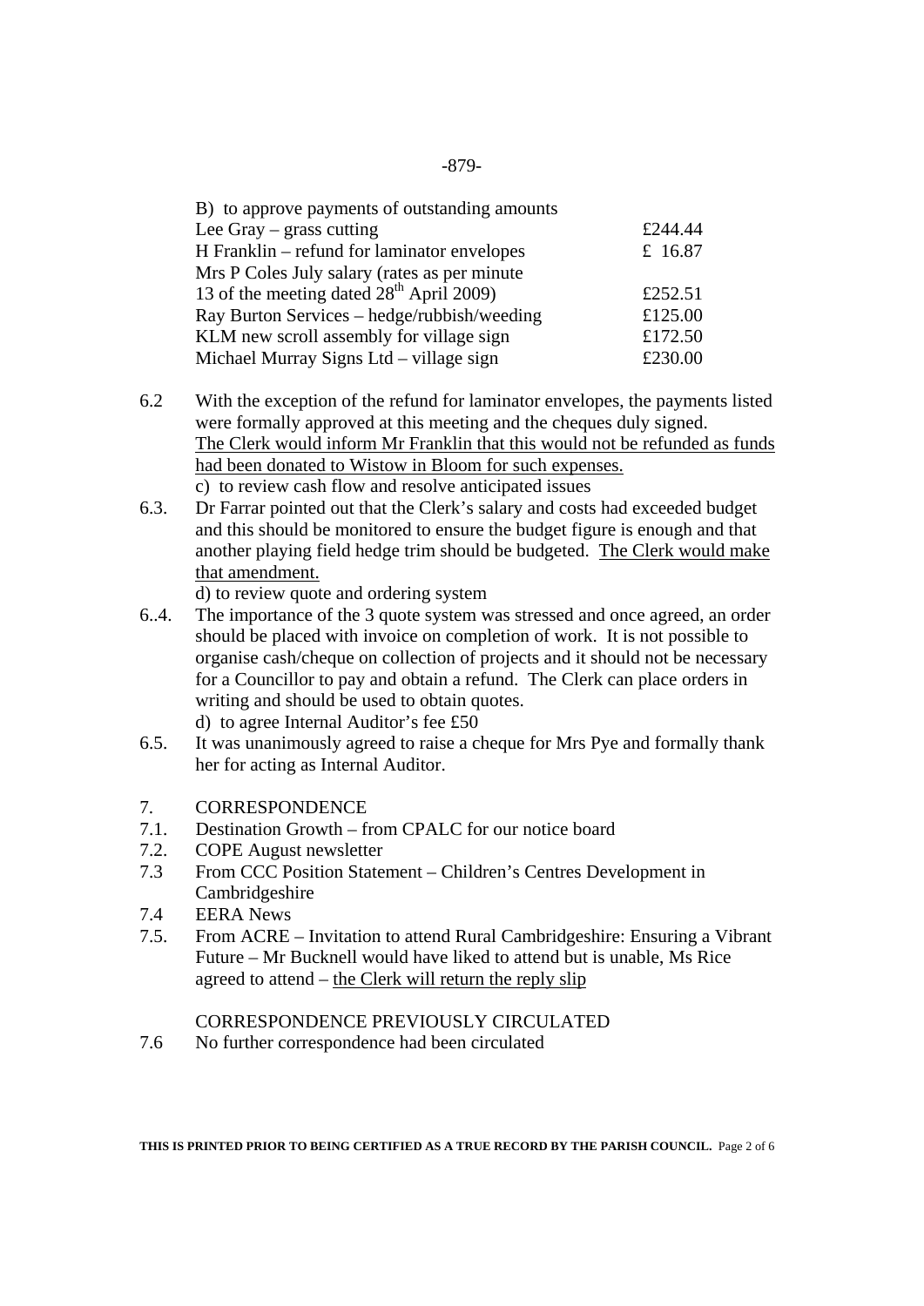B) to approve payments of outstanding amounts

| | |
|---|---|
| Lee Gray – grass cutting | £244.44 |
| H Franklin – refund for laminator envelopes | £ 16.87 |
| Mrs P Coles July salary (rates as per minute 13 of the meeting dated 28th April 2009) | £252.51 |
| Ray Burton Services – hedge/rubbish/weeding | £125.00 |
| KLM new scroll assembly for village sign | £172.50 |
| Michael Murray Signs Ltd – village sign | £230.00 |

6.2 With the exception of the refund for laminator envelopes, the payments listed were formally approved at this meeting and the cheques duly signed. <u>The Clerk would inform Mr Franklin that this would not be refunded as funds had been donated to Wistow in Bloom for such expenses.</u>

c) to review cash flow and resolve anticipated issues

6.3. Dr Farrar pointed out that the Clerk's salary and costs had exceeded budget and this should be monitored to ensure the budget figure is enough and that another playing field hedge trim should be budgeted. <u>The Clerk would make that amendment.</u>

d) to review quote and ordering system

6..4. The importance of the 3 quote system was stressed and once agreed, an order should be placed with invoice on completion of work. It is not possible to organise cash/cheque on collection of projects and it should not be necessary for a Councillor to pay and obtain a refund. The Clerk can place orders in writing and should be used to obtain quotes.

d) to agree Internal Auditor's fee £50

6.5. It was unanimously agreed to raise a cheque for Mrs Pye and formally thank her for acting as Internal Auditor.

7. CORRESPONDENCE

7.1. Destination Growth – from CPALC for our notice board

7.2. COPE August newsletter

7.3 From CCC Position Statement – Children's Centres Development in Cambridgeshire

7.4 EERA News

7.5. From ACRE – Invitation to attend Rural Cambridgeshire: Ensuring a Vibrant Future – Mr Bucknell would have liked to attend but is unable, Ms Rice agreed to attend – <u>the Clerk will return the reply slip</u>

CORRESPONDENCE PREVIOUSLY CIRCULATED

7.6 No further correspondence had been circulated

**THIS IS PRINTED PRIOR TO BEING CERTIFIED AS A TRUE RECORD BY THE PARISH COUNCIL.**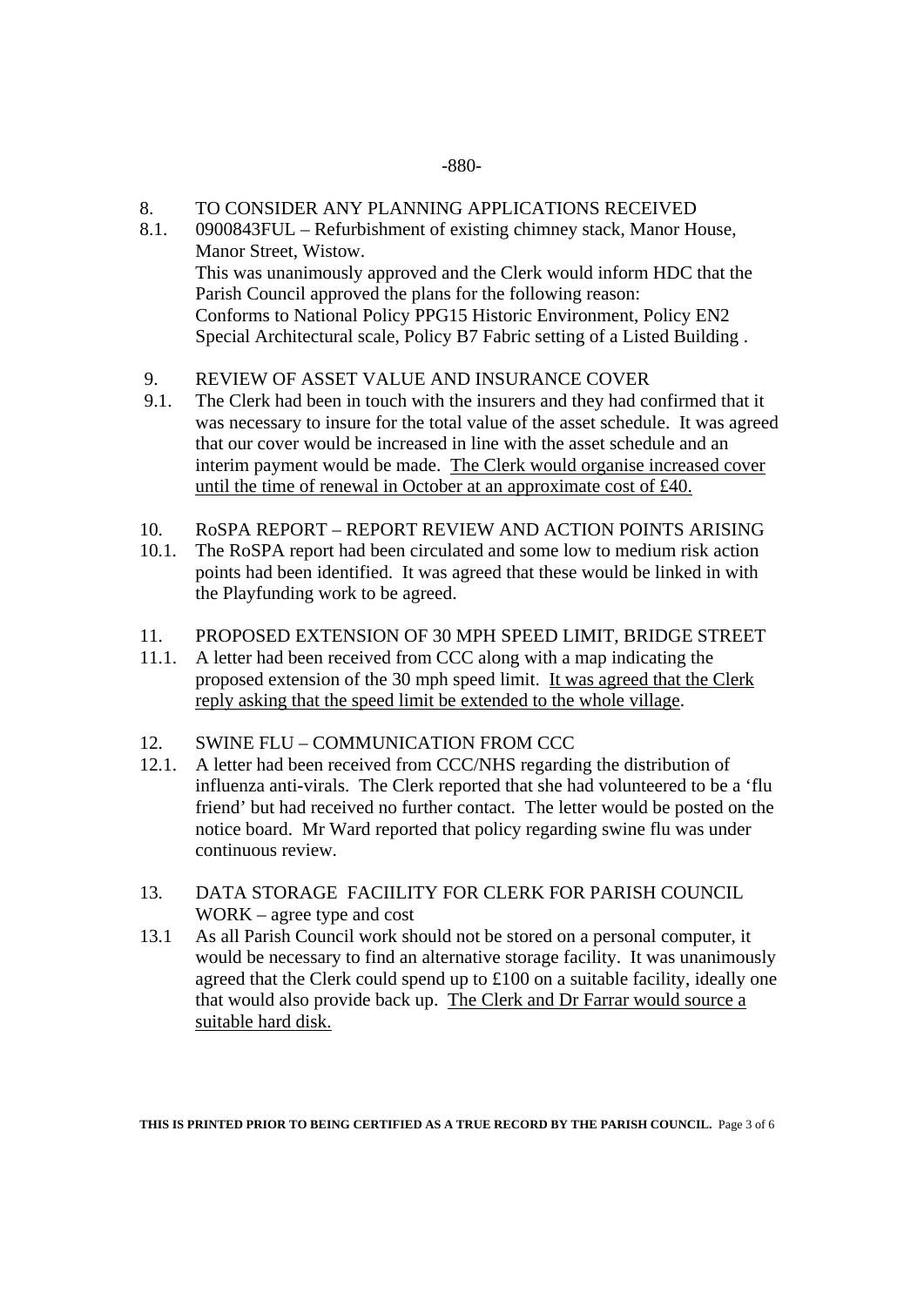8. TO CONSIDER ANY PLANNING APPLICATIONS RECEIVED

8.1. 0900843FUL – Refurbishment of existing chimney stack, Manor House, Manor Street, Wistow.
This was unanimously approved and the Clerk would inform HDC that the Parish Council approved the plans for the following reason:
Conforms to National Policy PPG15 Historic Environment, Policy EN2 Special Architectural scale, Policy B7 Fabric setting of a Listed Building .

9. REVIEW OF ASSET VALUE AND INSURANCE COVER

9.1. The Clerk had been in touch with the insurers and they had confirmed that it was necessary to insure for the total value of the asset schedule. It was agreed that our cover would be increased in line with the asset schedule and an interim payment would be made. <u>The Clerk would organise increased cover until the time of renewal in October at an approximate cost of £40.</u>

10. RoSPA REPORT – REPORT REVIEW AND ACTION POINTS ARISING

10.1. The RoSPA report had been circulated and some low to medium risk action points had been identified. It was agreed that these would be linked in with the Playfunding work to be agreed.

11. PROPOSED EXTENSION OF 30 MPH SPEED LIMIT, BRIDGE STREET

11.1. A letter had been received from CCC along with a map indicating the proposed extension of the 30 mph speed limit. <u>It was agreed that the Clerk reply asking that the speed limit be extended to the whole village</u>.

12. SWINE FLU – COMMUNICATION FROM CCC

12.1. A letter had been received from CCC/NHS regarding the distribution of influenza anti-virals. The Clerk reported that she had volunteered to be a 'flu friend' but had received no further contact. The letter would be posted on the notice board. Mr Ward reported that policy regarding swine flu was under continuous review.

13. DATA STORAGE FACIILITY FOR CLERK FOR PARISH COUNCIL WORK – agree type and cost

13.1 As all Parish Council work should not be stored on a personal computer, it would be necessary to find an alternative storage facility. It was unanimously agreed that the Clerk could spend up to £100 on a suitable facility, ideally one that would also provide back up. <u>The Clerk and Dr Farrar would source a suitable hard disk.</u>

**THIS IS PRINTED PRIOR TO BEING CERTIFIED AS A TRUE RECORD BY THE PARISH COUNCIL.**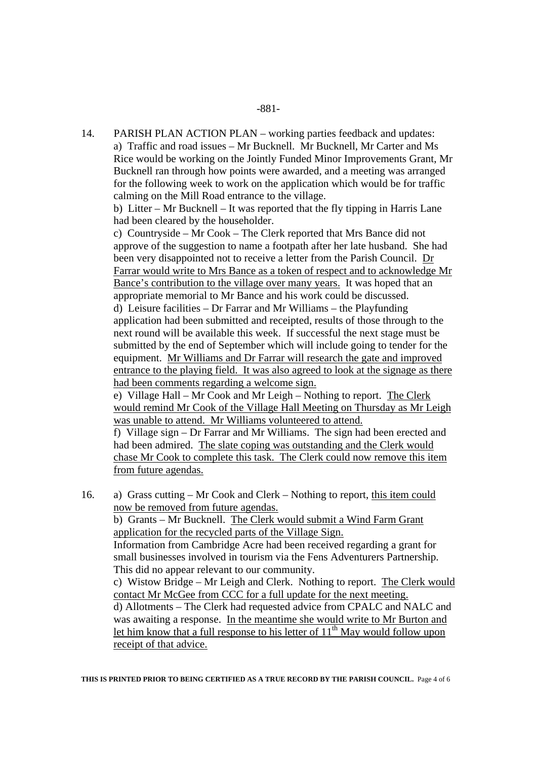-881-

14. PARISH PLAN ACTION PLAN – working parties feedback and updates:

a) Traffic and road issues – Mr Bucknell. Mr Bucknell, Mr Carter and Ms Rice would be working on the Jointly Funded Minor Improvements Grant, Mr Bucknell ran through how points were awarded, and a meeting was arranged for the following week to work on the application which would be for traffic calming on the Mill Road entrance to the village.

b) Litter – Mr Bucknell – It was reported that the fly tipping in Harris Lane had been cleared by the householder.

c) Countryside – Mr Cook – The Clerk reported that Mrs Bance did not approve of the suggestion to name a footpath after her late husband. She had been very disappointed not to receive a letter from the Parish Council. Dr Farrar would write to Mrs Bance as a token of respect and to acknowledge Mr Bance's contribution to the village over many years. It was hoped that an appropriate memorial to Mr Bance and his work could be discussed.

d) Leisure facilities – Dr Farrar and Mr Williams – the Playfunding application had been submitted and receipted, results of those through to the next round will be available this week. If successful the next stage must be submitted by the end of September which will include going to tender for the equipment. Mr Williams and Dr Farrar will research the gate and improved entrance to the playing field. It was also agreed to look at the signage as there had been comments regarding a welcome sign.

e) Village Hall – Mr Cook and Mr Leigh – Nothing to report. The Clerk would remind Mr Cook of the Village Hall Meeting on Thursday as Mr Leigh was unable to attend. Mr Williams volunteered to attend.

f) Village sign – Dr Farrar and Mr Williams. The sign had been erected and had been admired. The slate coping was outstanding and the Clerk would chase Mr Cook to complete this task. The Clerk could now remove this item from future agendas.

16. a) Grass cutting – Mr Cook and Clerk – Nothing to report, this item could now be removed from future agendas.

b) Grants – Mr Bucknell. The Clerk would submit a Wind Farm Grant application for the recycled parts of the Village Sign.
Information from Cambridge Acre had been received regarding a grant for small businesses involved in tourism via the Fens Adventurers Partnership. This did no appear relevant to our community.

c) Wistow Bridge – Mr Leigh and Clerk. Nothing to report. The Clerk would contact Mr McGee from CCC for a full update for the next meeting.

d) Allotments – The Clerk had requested advice from CPALC and NALC and was awaiting a response. In the meantime she would write to Mr Burton and let him know that a full response to his letter of 11th May would follow upon receipt of that advice.

**THIS IS PRINTED PRIOR TO BEING CERTIFIED AS A TRUE RECORD BY THE PARISH COUNCIL.**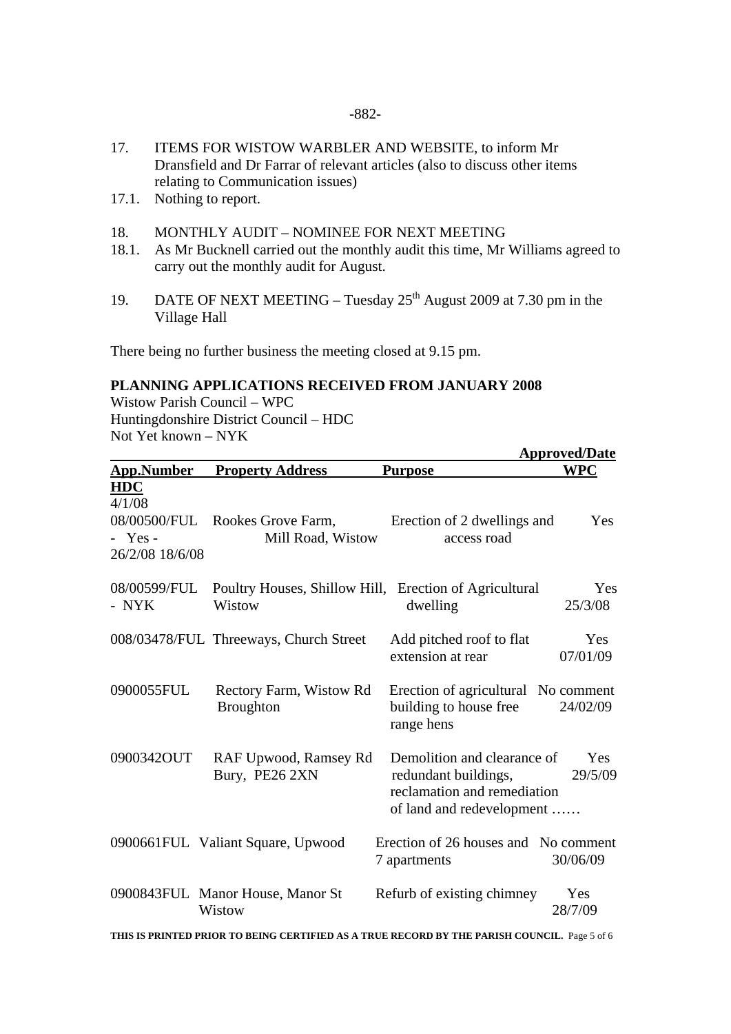17. ITEMS FOR WISTOW WARBLER AND WEBSITE, to inform Mr Dransfield and Dr Farrar of relevant articles (also to discuss other items relating to Communication issues)

17.1. Nothing to report.

18. MONTHLY AUDIT – NOMINEE FOR NEXT MEETING

18.1. As Mr Bucknell carried out the monthly audit this time, Mr Williams agreed to carry out the monthly audit for August.

19. DATE OF NEXT MEETING – Tuesday 25th August 2009 at 7.30 pm in the Village Hall

There being no further business the meeting closed at 9.15 pm.

**PLANNING APPLICATIONS RECEIVED FROM JANUARY 2008**

Wistow Parish Council – WPC
Huntingdonshire District Council – HDC
Not Yet known – NYK

| App.Number HDC | Property Address | Purpose | Approved/Date WPC |
|---|---|---|---|
| 4/1/08 08/00500/FUL - Yes - 26/2/08 18/6/08 | Rookes Grove Farm, Mill Road, Wistow | Erection of 2 dwellings and access road | Yes |
| 08/00599/FUL - NYK | Poultry Houses, Shillow Hill, Wistow | Erection of Agricultural dwelling | Yes 25/3/08 |
| 008/03478/FUL | Threeways, Church Street | Add pitched roof to flat extension at rear | Yes 07/01/09 |
| 0900055FUL | Rectory Farm, Wistow Rd Broughton | Erection of agricultural building to house free range hens | No comment 24/02/09 |
| 0900342OUT | RAF Upwood, Ramsey Rd Bury, PE26 2XN | Demolition and clearance of redundant buildings, reclamation and remediation of land and redevelopment …… | Yes 29/5/09 |
| 0900661FUL | Valiant Square, Upwood | Erection of 26 houses and 7 apartments | No comment 30/06/09 |
| 0900843FUL | Manor House, Manor St Wistow | Refurb of existing chimney | Yes 28/7/09 |

THIS IS PRINTED PRIOR TO BEING CERTIFIED AS A TRUE RECORD BY THE PARISH COUNCIL.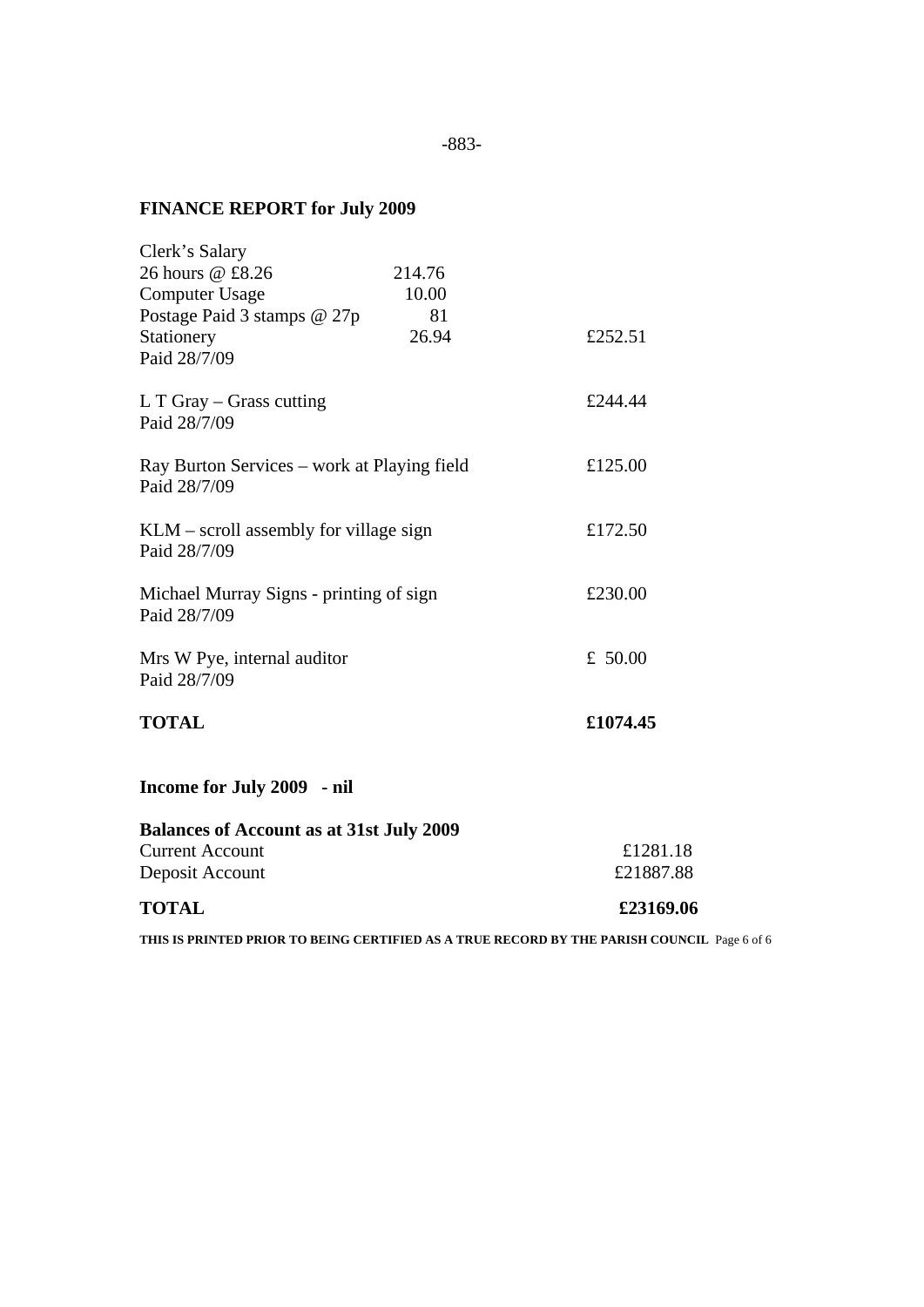## FINANCE REPORT for July 2009

| | | |
|---|---|---|
| Clerk's Salary | | |
| 26 hours @ £8.26 | 214.76 | |
| Computer Usage | 10.00 | |
| Postage Paid 3 stamps @ 27p | 81 | |
| Stationery | 26.94 | £252.51 |
| Paid 28/7/09 | | |
| L T Gray – Grass cutting | | £244.44 |
| Paid 28/7/09 | | |
| Ray Burton Services – work at Playing field | | £125.00 |
| Paid 28/7/09 | | |
| KLM – scroll assembly for village sign | | £172.50 |
| Paid 28/7/09 | | |
| Michael Murray Signs - printing of sign | | £230.00 |
| Paid 28/7/09 | | |
| Mrs W Pye, internal auditor | | £ 50.00 |
| Paid 28/7/09 | | |
| **TOTAL** | | **£1074.45** |

**Income for July 2009 - nil**

**Balances of Account as at 31st July 2009**

| | |
|---|---|
| Current Account | £1281.18 |
| Deposit Account | £21887.88 |
| **TOTAL** | **£23169.06** |

**THIS IS PRINTED PRIOR TO BEING CERTIFIED AS A TRUE RECORD BY THE PARISH COUNCIL**